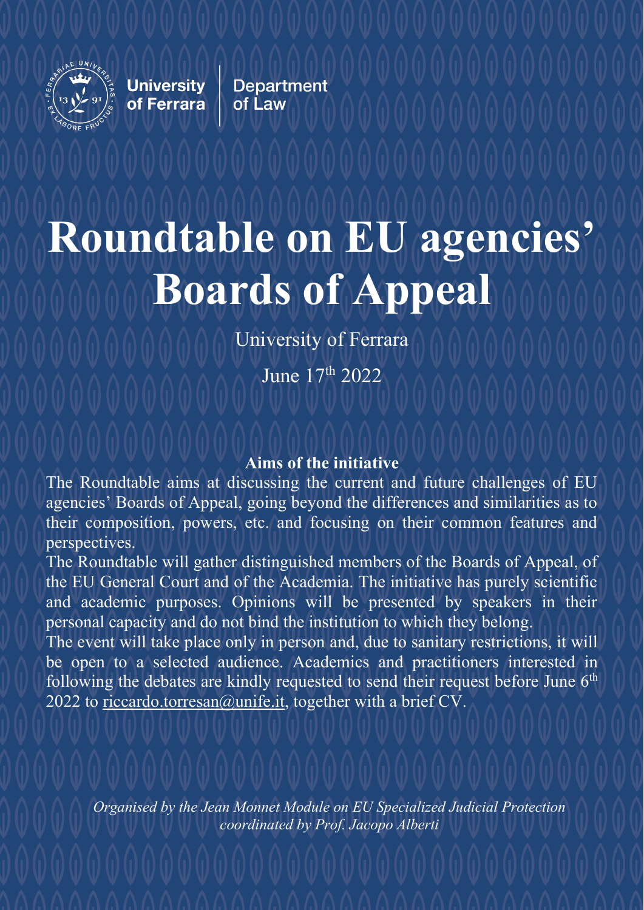University of Ferrara | Department of Law

# Roundtable on EU agencies' Boards of Appeal

University of Ferrara

June 17th 2022

**Aims of the initiative**

The Roundtable aims at discussing the current and future challenges of EU agencies' Boards of Appeal, going beyond the differences and similarities as to their composition, powers, etc. and focusing on their common features and perspectives.

The Roundtable will gather distinguished members of the Boards of Appeal, of the EU General Court and of the Academia. The initiative has purely scientific and academic purposes. Opinions will be presented by speakers in their personal capacity and do not bind the institution to which they belong.

The event will take place only in person and, due to sanitary restrictions, it will be open to a selected audience. Academics and practitioners interested in following the debates are kindly requested to send their request before June 6th 2022 to riccardo.torresan@unife.it, together with a brief CV.

*Organised by the Jean Monnet Module on EU Specialized Judicial Protection coordinated by Prof. Jacopo Alberti*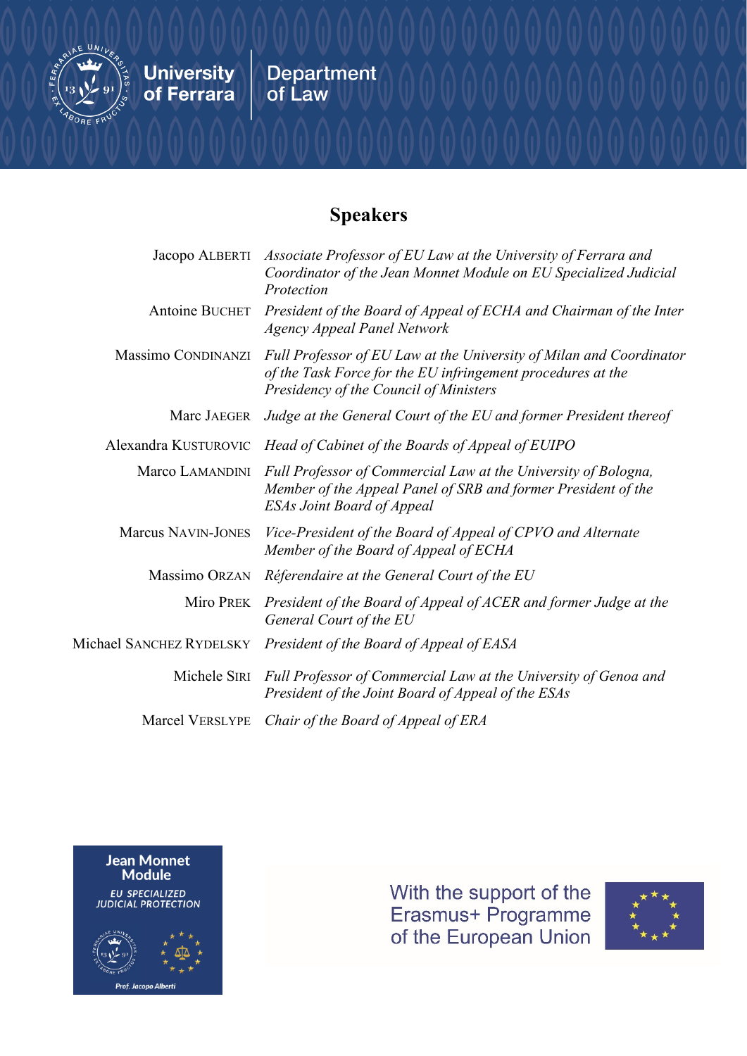University of Ferrara | Department of Law

# Speakers

| | |
|---|---|
| Jacopo ALBERTI | *Associate Professor of EU Law at the University of Ferrara and Coordinator of the Jean Monnet Module on EU Specialized Judicial Protection* |
| Antoine BUCHET | *President of the Board of Appeal of ECHA and Chairman of the Inter Agency Appeal Panel Network* |
| Massimo CONDINANZI | *Full Professor of EU Law at the University of Milan and Coordinator of the Task Force for the EU infringement procedures at the Presidency of the Council of Ministers* |
| Marc JAEGER | *Judge at the General Court of the EU and former President thereof* |
| Alexandra KUSTUROVIC | *Head of Cabinet of the Boards of Appeal of EUIPO* |
| Marco LAMANDINI | *Full Professor of Commercial Law at the University of Bologna, Member of the Appeal Panel of SRB and former President of the ESAs Joint Board of Appeal* |
| Marcus NAVIN-JONES | *Vice-President of the Board of Appeal of CPVO and Alternate Member of the Board of Appeal of ECHA* |
| Massimo ORZAN | *Réferendaire at the General Court of the EU* |
| Miro PREK | *President of the Board of Appeal of ACER and former Judge at the General Court of the EU* |
| Michael SANCHEZ RYDELSKY | *President of the Board of Appeal of EASA* |
| Michele SIRI | *Full Professor of Commercial Law at the University of Genoa and President of the Joint Board of Appeal of the ESAs* |
| Marcel VERSLYPE | *Chair of the Board of Appeal of ERA* |

Jean Monnet Module
EU SPECIALIZED JUDICIAL PROTECTION
Prof. Jacopo Alberti

With the support of the Erasmus+ Programme of the European Union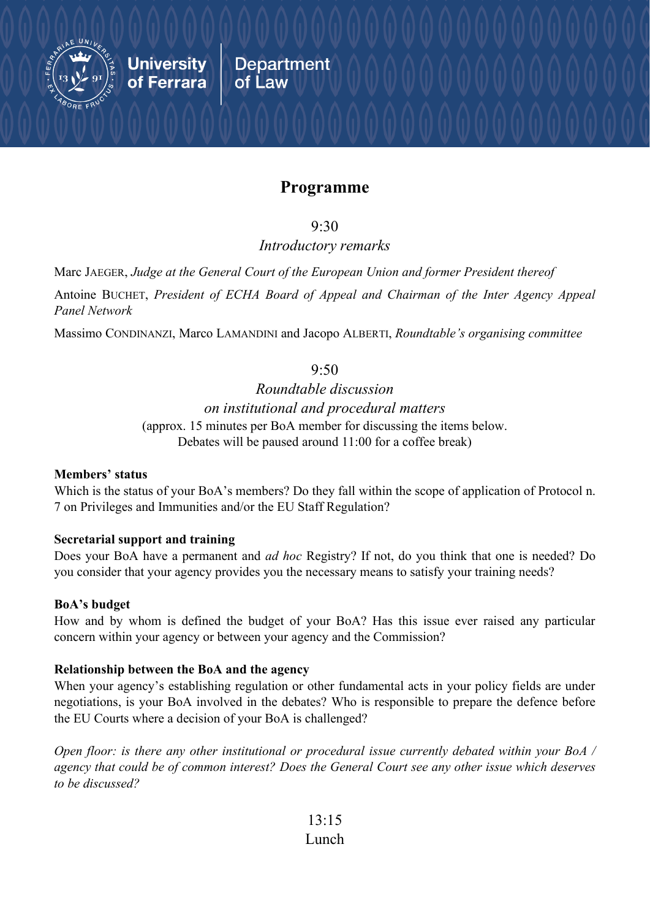University of Ferrara | Department of Law

## Programme

9:30

*Introductory remarks*

Marc JAEGER, *Judge at the General Court of the European Union and former President thereof*

Antoine BUCHET, *President of ECHA Board of Appeal and Chairman of the Inter Agency Appeal Panel Network*

Massimo CONDINANZI, Marco LAMANDINI and Jacopo ALBERTI, *Roundtable's organising committee*

9:50

*Roundtable discussion on institutional and procedural matters*

(approx. 15 minutes per BoA member for discussing the items below. Debates will be paused around 11:00 for a coffee break)

**Members' status**

Which is the status of your BoA's members? Do they fall within the scope of application of Protocol n. 7 on Privileges and Immunities and/or the EU Staff Regulation?

**Secretarial support and training**

Does your BoA have a permanent and *ad hoc* Registry? If not, do you think that one is needed? Do you consider that your agency provides you the necessary means to satisfy your training needs?

**BoA's budget**

How and by whom is defined the budget of your BoA? Has this issue ever raised any particular concern within your agency or between your agency and the Commission?

**Relationship between the BoA and the agency**

When your agency's establishing regulation or other fundamental acts in your policy fields are under negotiations, is your BoA involved in the debates? Who is responsible to prepare the defence before the EU Courts where a decision of your BoA is challenged?

*Open floor: is there any other institutional or procedural issue currently debated within your BoA / agency that could be of common interest? Does the General Court see any other issue which deserves to be discussed?*

13:15

Lunch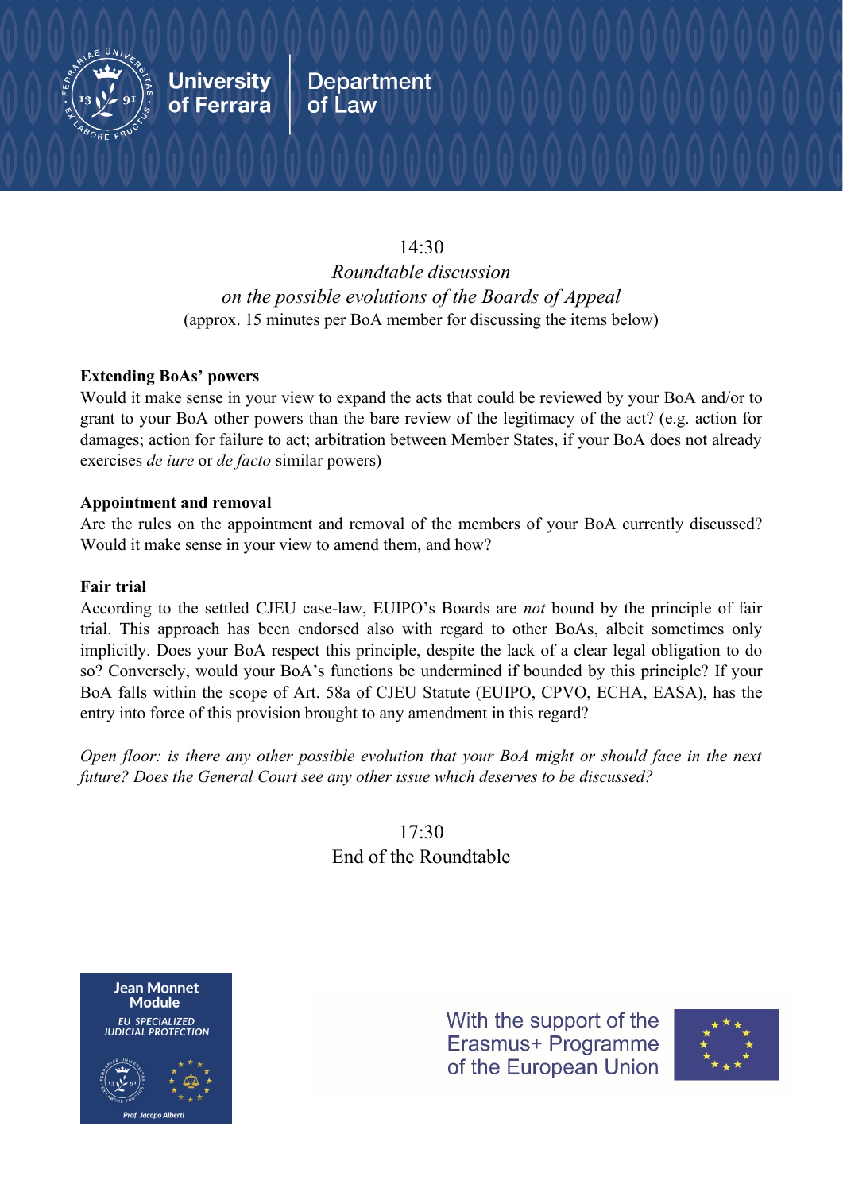University of Ferrara | Department of Law

14:30

*Roundtable discussion*
*on the possible evolutions of the Boards of Appeal*
(approx. 15 minutes per BoA member for discussing the items below)

**Extending BoAs' powers**
Would it make sense in your view to expand the acts that could be reviewed by your BoA and/or to grant to your BoA other powers than the bare review of the legitimacy of the act? (e.g. action for damages; action for failure to act; arbitration between Member States, if your BoA does not already exercises *de iure* or *de facto* similar powers)

**Appointment and removal**
Are the rules on the appointment and removal of the members of your BoA currently discussed? Would it make sense in your view to amend them, and how?

**Fair trial**
According to the settled CJEU case-law, EUIPO's Boards are *not* bound by the principle of fair trial. This approach has been endorsed also with regard to other BoAs, albeit sometimes only implicitly. Does your BoA respect this principle, despite the lack of a clear legal obligation to do so? Conversely, would your BoA's functions be undermined if bounded by this principle? If your BoA falls within the scope of Art. 58a of CJEU Statute (EUIPO, CPVO, ECHA, EASA), has the entry into force of this provision brought to any amendment in this regard?

*Open floor: is there any other possible evolution that your BoA might or should face in the next future? Does the General Court see any other issue which deserves to be discussed?*

17:30
End of the Roundtable

Jean Monnet Module
EU SPECIALIZED JUDICIAL PROTECTION
Prof. Jacopo Alberti

With the support of the Erasmus+ Programme of the European Union